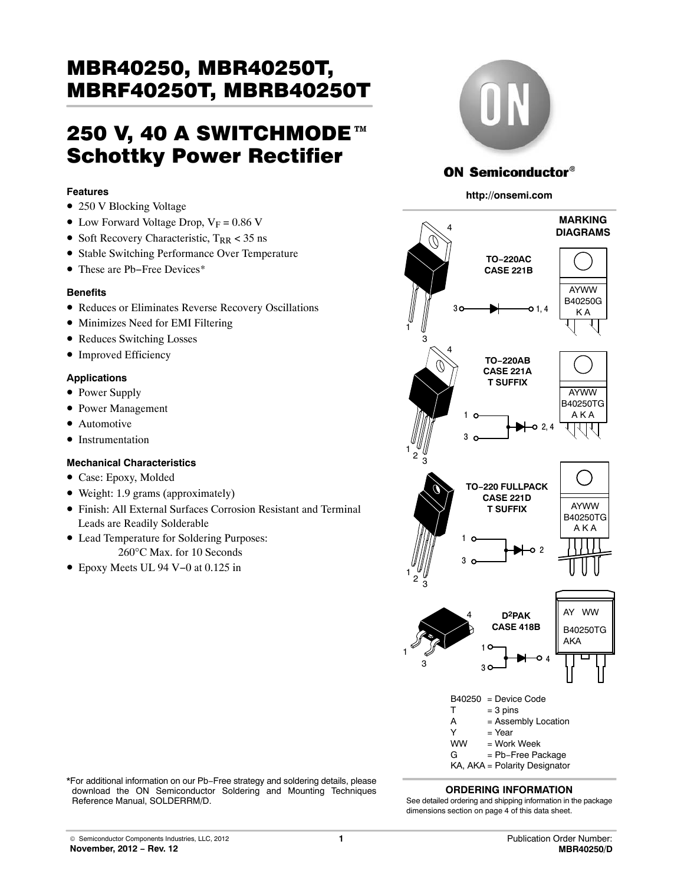# MBR40250, MBR40250T, MBRF40250T, MBRB40250T

## 250 V, 40 A SWITCHMODE™ Schottky Power Rectifier

### Features

- 250 V Blocking Voltage
- Low Forward Voltage Drop, $V_F$ = 0.86 V
- Soft Recovery Characteristic, $T_{RR}$ < 35 ns
- Stable Switching Performance Over Temperature
- These are Pb−Free Devices*

### Benefits

- Reduces or Eliminates Reverse Recovery Oscillations
- Minimizes Need for EMI Filtering
- Reduces Switching Losses
- Improved Efficiency

### Applications

- Power Supply
- Power Management
- Automotive
- Instrumentation

### Mechanical Characteristics

- Case: Epoxy, Molded
- Weight: 1.9 grams (approximately)
- Finish: All External Surfaces Corrosion Resistant and Terminal Leads are Readily Solderable
- Lead Temperature for Soldering Purposes: 260°C Max. for 10 Seconds
- Epoxy Meets UL 94 V−0 at 0.125 in

*For additional information on our Pb−Free strategy and soldering details, please download the ON Semiconductor Soldering and Mounting Techniques Reference Manual, SOLDERRM/D.

**ON Semiconductor®**

**http://onsemi.com**

**MARKING DIAGRAMS**

**TO−220AC CASE 221B**

3 → 1, 4

AYWW
B40250G
K A

**TO−220AB CASE 221A T SUFFIX**

1, 3 → 2, 4

AYWW
B40250TG
A K A

**TO−220 FULLPACK CASE 221D T SUFFIX**

1, 3 → 2

AYWW
B40250TG
A K A

**D2PAK CASE 418B**

1, 3 → 4

AY WW
B40250TG
AKA

B40250 = Device Code
T = 3 pins
A = Assembly Location
Y = Year
WW = Work Week
G = Pb−Free Package
KA, AKA = Polarity Designator

### ORDERING INFORMATION

See detailed ordering and shipping information in the package dimensions section on page 4 of this data sheet.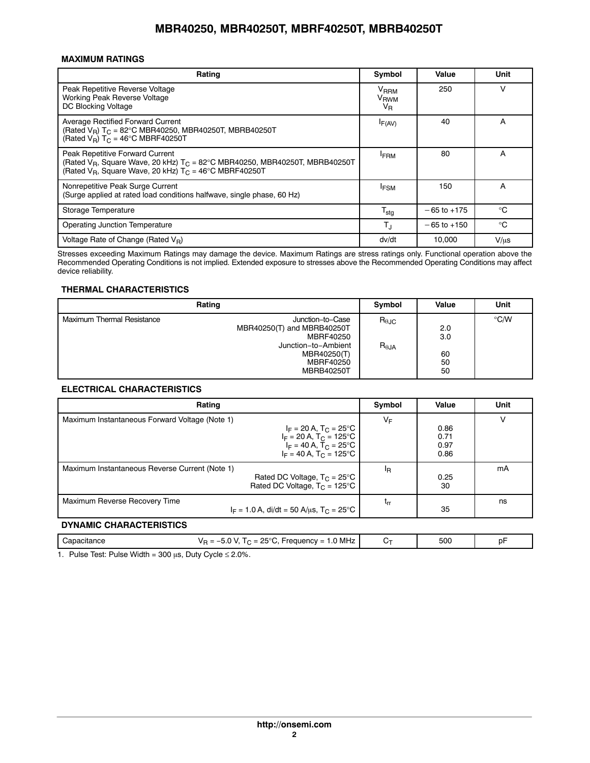### MAXIMUM RATINGS

| Rating | Symbol | Value | Unit |
|---|---|---|---|
| Peak Repetitive Reverse Voltage<br>Working Peak Reverse Voltage<br>DC Blocking Voltage | $V_{RRM}$<br>$V_{RWM}$<br>$V_R$ | 250 | V |
| Average Rectified Forward Current<br>(Rated $V_R$) $T_C$ = 82°C MBR40250, MBR40250T, MBRB40250T<br>(Rated $V_R$) $T_C$ = 46°C MBRF40250T | $I_{F(AV)}$ | 40 | A |
| Peak Repetitive Forward Current<br>(Rated $V_R$, Square Wave, 20 kHz) $T_C$ = 82°C MBR40250, MBR40250T, MBRB40250T<br>(Rated $V_R$, Square Wave, 20 kHz) $T_C$ = 46°C MBRF40250T | $I_{FRM}$ | 80 | A |
| Nonrepetitive Peak Surge Current<br>(Surge applied at rated load conditions halfwave, single phase, 60 Hz) | $I_{FSM}$ | 150 | A |
| Storage Temperature | $T_{stg}$ | −65 to +175 | °C |
| Operating Junction Temperature | $T_J$ | −65 to +150 | °C |
| Voltage Rate of Change (Rated $V_R$) | dv/dt | 10,000 | V/μs |

Stresses exceeding Maximum Ratings may damage the device. Maximum Ratings are stress ratings only. Functional operation above the Recommended Operating Conditions is not implied. Extended exposure to stresses above the Recommended Operating Conditions may affect device reliability.

### THERMAL CHARACTERISTICS

| Rating | | Symbol | Value | Unit |
|---|---|---|---|---|
| Maximum Thermal Resistance | Junction−to−Case | $R_{\theta JC}$ | | °C/W |
| | MBR40250(T) and MBRB40250T | | 2.0 | |
| | MBRF40250 | | 3.0 | |
| | Junction−to−Ambient | $R_{\theta JA}$ | | |
| | MBR40250(T) | | 60 | |
| | MBRF40250 | | 50 | |
| | MBRB40250T | | 50 | |

### ELECTRICAL CHARACTERISTICS

| Rating | | Symbol | Value | Unit |
|---|---|---|---|---|
| Maximum Instantaneous Forward Voltage (Note 1) | | $V_F$ | | V |
| | $I_F$ = 20 A, $T_C$ = 25°C | | 0.86 | |
| | $I_F$ = 20 A, $T_C$ = 125°C | | 0.71 | |
| | $I_F$ = 40 A, $T_C$ = 25°C | | 0.97 | |
| | $I_F$ = 40 A, $T_C$ = 125°C | | 0.86 | |
| Maximum Instantaneous Reverse Current (Note 1) | | $I_R$ | | mA |
| | Rated DC Voltage, $T_C$ = 25°C | | 0.25 | |
| | Rated DC Voltage, $T_C$ = 125°C | | 30 | |
| Maximum Reverse Recovery Time | $I_F$ = 1.0 A, di/dt = 50 A/μs, $T_C$ = 25°C | $t_{rr}$ | 35 | ns |

### DYNAMIC CHARACTERISTICS

| Rating | | Symbol | Value | Unit |
|---|---|---|---|---|
| Capacitance | $V_R$ = −5.0 V, $T_C$ = 25°C, Frequency = 1.0 MHz | $C_T$ | 500 | pF |

1. Pulse Test: Pulse Width = 300 μs, Duty Cycle ≤ 2.0%.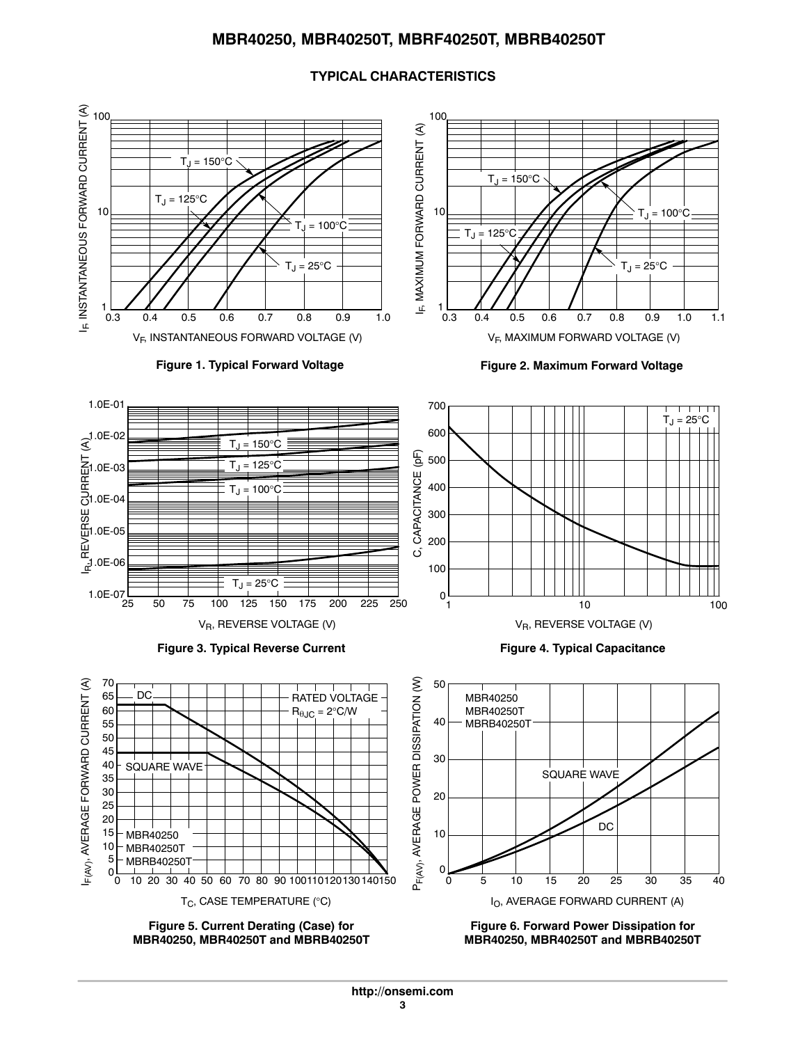## TYPICAL CHARACTERISTICS

**Figure 1. Typical Forward Voltage**

**Figure 2. Maximum Forward Voltage**

**Figure 3. Typical Reverse Current**

**Figure 4. Typical Capacitance**

**Figure 5. Current Derating (Case) for MBR40250, MBR40250T and MBRB40250T**

**Figure 6. Forward Power Dissipation for MBR40250, MBR40250T and MBRB40250T**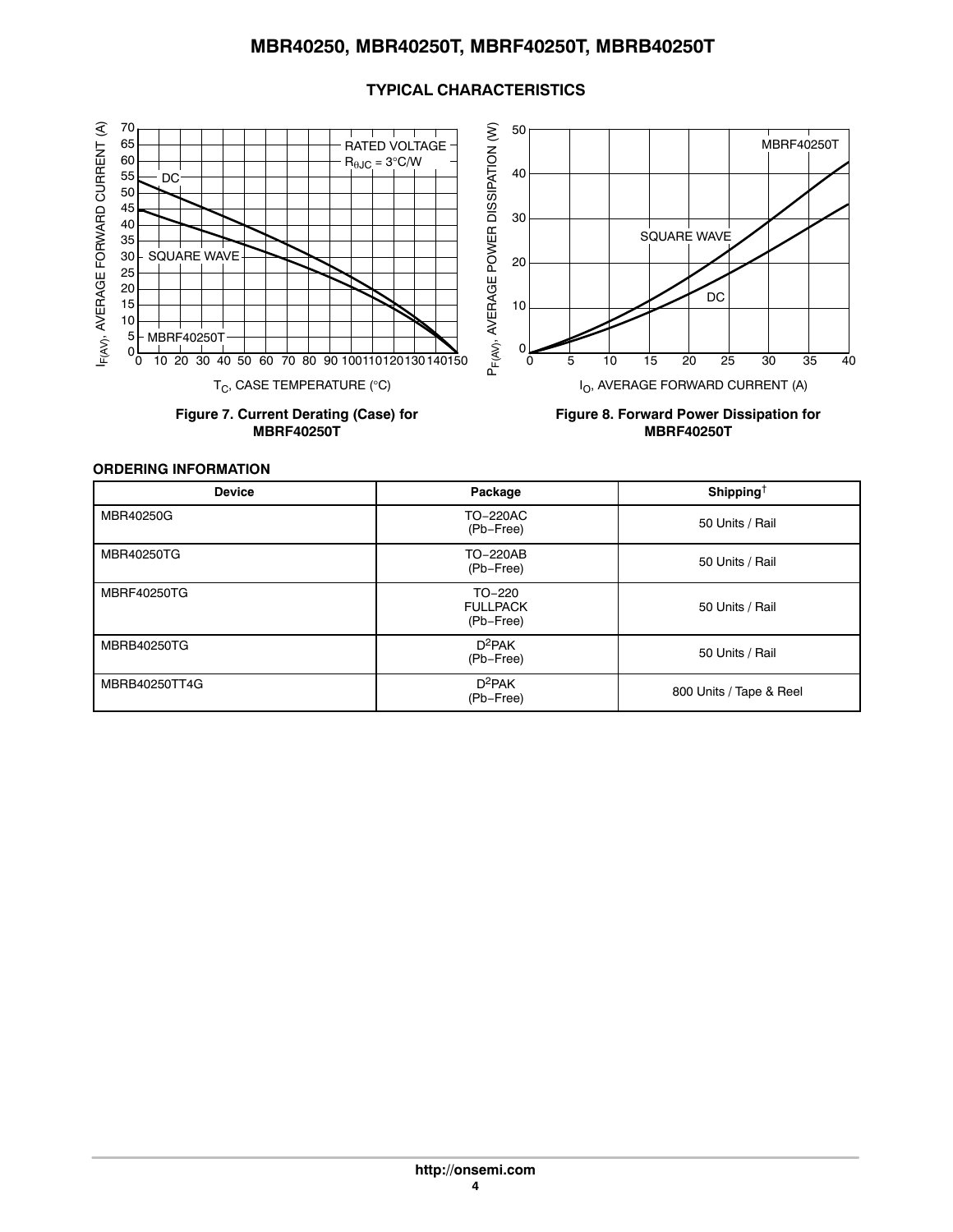## TYPICAL CHARACTERISTICS

**Figure 7. Current Derating (Case) for MBRF40250T**

**Figure 8. Forward Power Dissipation for MBRF40250T**

### ORDERING INFORMATION

| Device | Package | Shipping† |
|---|---|---|
| MBR40250G | TO−220AC (Pb−Free) | 50 Units / Rail |
| MBR40250TG | TO−220AB (Pb−Free) | 50 Units / Rail |
| MBRF40250TG | TO−220 FULLPACK (Pb−Free) | 50 Units / Rail |
| MBRB40250TG | $D^2PAK$ (Pb−Free) | 50 Units / Rail |
| MBRB40250TT4G | $D^2PAK$ (Pb−Free) | 800 Units / Tape & Reel |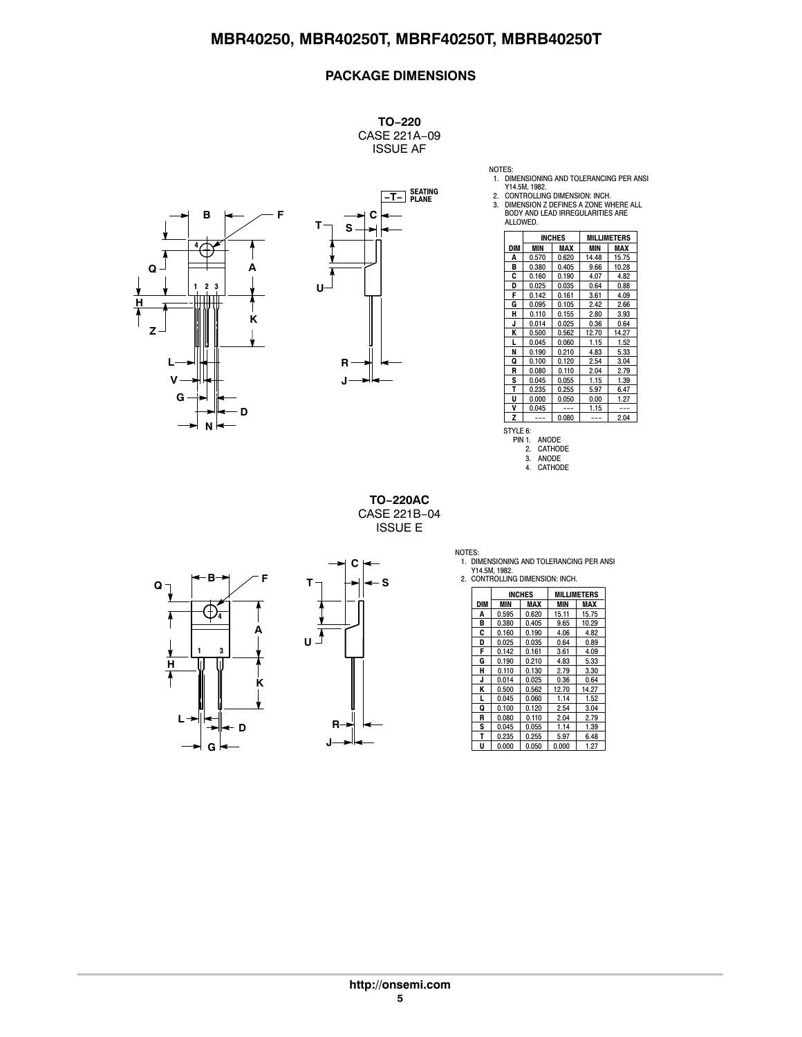## PACKAGE DIMENSIONS

**TO−220**
CASE 221A−09
ISSUE AF

NOTES:
1. DIMENSIONING AND TOLERANCING PER ANSI Y14.5M, 1982.
2. CONTROLLING DIMENSION: INCH.
3. DIMENSION Z DEFINES A ZONE WHERE ALL BODY AND LEAD IRREGULARITIES ARE ALLOWED.

| DIM | INCHES MIN | INCHES MAX | MILLIMETERS MIN | MILLIMETERS MAX |
|---|---|---|---|---|
| A | 0.570 | 0.620 | 14.48 | 15.75 |
| B | 0.380 | 0.405 | 9.66 | 10.28 |
| C | 0.160 | 0.190 | 4.07 | 4.82 |
| D | 0.025 | 0.035 | 0.64 | 0.88 |
| F | 0.142 | 0.161 | 3.61 | 4.09 |
| G | 0.095 | 0.105 | 2.42 | 2.66 |
| H | 0.110 | 0.155 | 2.80 | 3.93 |
| J | 0.014 | 0.025 | 0.36 | 0.64 |
| K | 0.500 | 0.562 | 12.70 | 14.27 |
| L | 0.045 | 0.060 | 1.15 | 1.52 |
| N | 0.190 | 0.210 | 4.83 | 5.33 |
| Q | 0.100 | 0.120 | 2.54 | 3.04 |
| R | 0.080 | 0.110 | 2.04 | 2.79 |
| S | 0.045 | 0.055 | 1.15 | 1.39 |
| T | 0.235 | 0.255 | 5.97 | 6.47 |
| U | 0.000 | 0.050 | 0.00 | 1.27 |
| V | 0.045 | --- | 1.15 | --- |
| Z | --- | 0.080 | --- | 2.04 |

STYLE 6:
PIN 1. ANODE
2. CATHODE
3. ANODE
4. CATHODE

**TO−220AC**
CASE 221B−04
ISSUE E

NOTES:
1. DIMENSIONING AND TOLERANCING PER ANSI Y14.5M, 1982.
2. CONTROLLING DIMENSION: INCH.

| DIM | INCHES MIN | INCHES MAX | MILLIMETERS MIN | MILLIMETERS MAX |
|---|---|---|---|---|
| A | 0.595 | 0.620 | 15.11 | 15.75 |
| B | 0.380 | 0.405 | 9.65 | 10.29 |
| C | 0.160 | 0.190 | 4.06 | 4.82 |
| D | 0.025 | 0.035 | 0.64 | 0.89 |
| F | 0.142 | 0.161 | 3.61 | 4.09 |
| G | 0.190 | 0.210 | 4.83 | 5.33 |
| H | 0.110 | 0.130 | 2.79 | 3.30 |
| J | 0.014 | 0.025 | 0.36 | 0.64 |
| K | 0.500 | 0.562 | 12.70 | 14.27 |
| L | 0.045 | 0.060 | 1.14 | 1.52 |
| Q | 0.100 | 0.120 | 2.54 | 3.04 |
| R | 0.080 | 0.110 | 2.04 | 2.79 |
| S | 0.045 | 0.055 | 1.14 | 1.39 |
| T | 0.235 | 0.255 | 5.97 | 6.48 |
| U | 0.000 | 0.050 | 0.000 | 1.27 |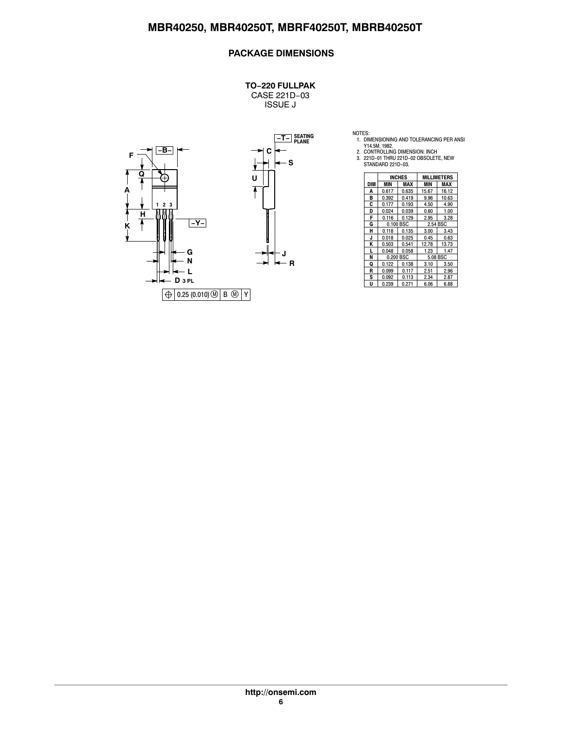## PACKAGE DIMENSIONS

**TO−220 FULLPAK**
CASE 221D−03
ISSUE J

NOTES:
1. DIMENSIONING AND TOLERANCING PER ANSI Y14.5M, 1982.
2. CONTROLLING DIMENSION: INCH
3. 221D−01 THRU 221D−02 OBSOLETE, NEW STANDARD 221D−03.

| DIM | INCHES MIN | INCHES MAX | MILLIMETERS MIN | MILLIMETERS MAX |
|---|---|---|---|---|
| A | 0.617 | 0.635 | 15.67 | 16.12 |
| B | 0.392 | 0.419 | 9.96 | 10.63 |
| C | 0.177 | 0.193 | 4.50 | 4.90 |
| D | 0.024 | 0.039 | 0.60 | 1.00 |
| F | 0.116 | 0.129 | 2.95 | 3.28 |
| G | 0.100 BSC | | 2.54 BSC | |
| H | 0.118 | 0.135 | 3.00 | 3.43 |
| J | 0.018 | 0.025 | 0.45 | 0.63 |
| K | 0.503 | 0.541 | 12.78 | 13.73 |
| L | 0.048 | 0.058 | 1.23 | 1.47 |
| N | 0.200 BSC | | 5.08 BSC | |
| Q | 0.122 | 0.138 | 3.10 | 3.50 |
| R | 0.099 | 0.117 | 2.51 | 2.96 |
| S | 0.092 | 0.113 | 2.34 | 2.87 |
| U | 0.239 | 0.271 | 6.06 | 6.88 |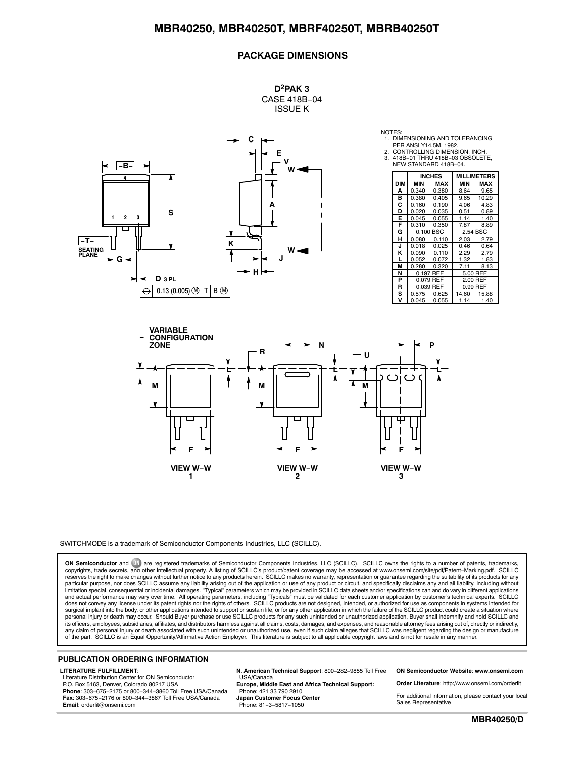## PACKAGE DIMENSIONS

**D$^2$PAK 3**
CASE 418B−04
ISSUE K

NOTES:
1. DIMENSIONING AND TOLERANCING PER ANSI Y14.5M, 1982.
2. CONTROLLING DIMENSION: INCH.
3. 418B−01 THRU 418B−03 OBSOLETE, NEW STANDARD 418B−04.

| DIM | INCHES MIN | INCHES MAX | MILLIMETERS MIN | MILLIMETERS MAX |
|---|---|---|---|---|
| A | 0.340 | 0.380 | 8.64 | 9.65 |
| B | 0.380 | 0.405 | 9.65 | 10.29 |
| C | 0.160 | 0.190 | 4.06 | 4.83 |
| D | 0.020 | 0.035 | 0.51 | 0.89 |
| E | 0.045 | 0.055 | 1.14 | 1.40 |
| F | 0.310 | 0.350 | 7.87 | 8.89 |
| G | 0.100 BSC | | 2.54 BSC | |
| H | 0.080 | 0.110 | 2.03 | 2.79 |
| J | 0.018 | 0.025 | 0.46 | 0.64 |
| K | 0.090 | 0.110 | 2.29 | 2.79 |
| L | 0.052 | 0.072 | 1.32 | 1.83 |
| M | 0.280 | 0.320 | 7.11 | 8.13 |
| N | 0.197 REF | | 5.00 REF | |
| P | 0.079 REF | | 2.00 REF | |
| R | 0.039 REF | | 0.99 REF | |
| S | 0.575 | 0.625 | 14.60 | 15.88 |
| V | 0.045 | 0.055 | 1.14 | 1.40 |

−B−
4
1 2 3
S
−T−
SEATING PLANE
G
D 3 PL
0.13 (0.005) Ⓜ T B Ⓜ
C
E
V
W
A
K
W
J
H

VARIABLE CONFIGURATION ZONE
L
M
F
VIEW W−W 1

R
N
L
M
F
VIEW W−W 2

U
P
L
M
F
VIEW W−W 3

SWITCHMODE is a trademark of Semiconductor Components Industries, LLC (SCILLC).

**ON Semiconductor** and ON are registered trademarks of Semiconductor Components Industries, LLC (SCILLC). SCILLC owns the rights to a number of patents, trademarks, copyrights, trade secrets, and other intellectual property. A listing of SCILLC's product/patent coverage may be accessed at www.onsemi.com/site/pdf/Patent−Marking.pdf. SCILLC reserves the right to make changes without further notice to any products herein. SCILLC makes no warranty, representation or guarantee regarding the suitability of its products for any particular purpose, nor does SCILLC assume any liability arising out of the application or use of any product or circuit, and specifically disclaims any and all liability, including without limitation special, consequential or incidental damages. "Typical" parameters which may be provided in SCILLC data sheets and/or specifications can and do vary in different applications and actual performance may vary over time. All operating parameters, including "Typicals" must be validated for each customer application by customer's technical experts. SCILLC does not convey any license under its patent rights nor the rights of others. SCILLC products are not designed, intended, or authorized for use as components in systems intended for surgical implant into the body, or other applications intended to support or sustain life, or for any other application in which the failure of the SCILLC product could create a situation where personal injury or death may occur. Should Buyer purchase or use SCILLC products for any such unintended or unauthorized application, Buyer shall indemnify and hold SCILLC and its officers, employees, subsidiaries, affiliates, and distributors harmless against all claims, costs, damages, and expenses, and reasonable attorney fees arising out of, directly or indirectly, any claim of personal injury or death associated with such unintended or unauthorized use, even if such claim alleges that SCILLC was negligent regarding the design or manufacture of the part. SCILLC is an Equal Opportunity/Affirmative Action Employer. This literature is subject to all applicable copyright laws and is not for resale in any manner.

### PUBLICATION ORDERING INFORMATION

**LITERATURE FULFILLMENT**:
Literature Distribution Center for ON Semiconductor
P.O. Box 5163, Denver, Colorado 80217 USA
**Phone**: 303−675−2175 or 800−344−3860 Toll Free USA/Canada
**Fax**: 303−675−2176 or 800−344−3867 Toll Free USA/Canada
**Email**: orderlit@onsemi.com

**N. American Technical Support**: 800−282−9855 Toll Free USA/Canada
**Europe, Middle East and Africa Technical Support:**
Phone: 421 33 790 2910
**Japan Customer Focus Center**
Phone: 81−3−5817−1050

**ON Semiconductor Website**: **www.onsemi.com**

**Order Literature**: http://www.onsemi.com/orderlit

For additional information, please contact your local Sales Representative

**MBR40250/D**